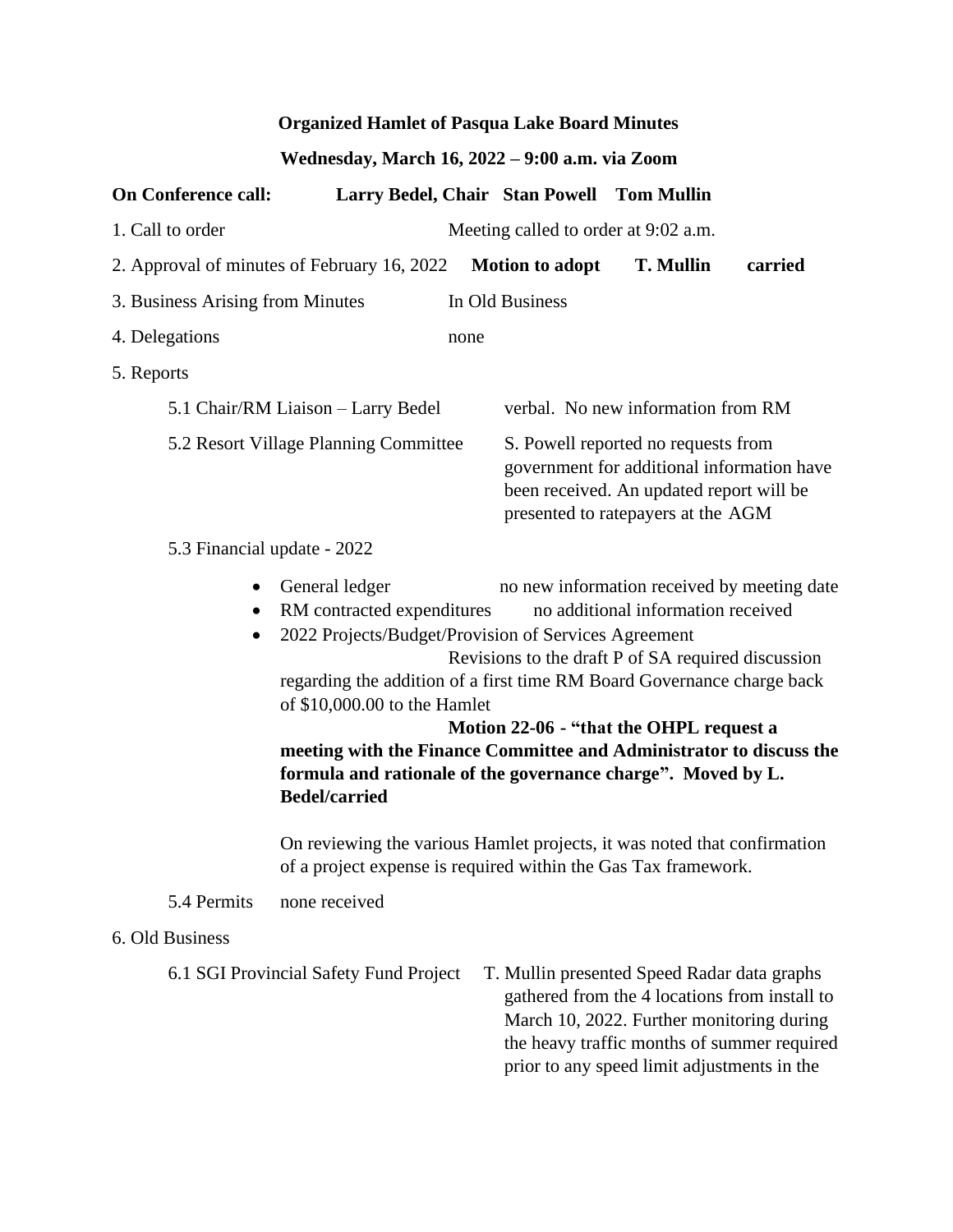**Organized Hamlet of Pasqua Lake Board Minutes**

**Wednesday, March 16, 2022 – 9:00 a.m. via Zoom**

**On Conference call:** **Larry Bedel, Chair Stan Powell Tom Mullin**

1. Call to order — Meeting called to order at 9:02 a.m.

2. Approval of minutes of February 16, 2022 — **Motion to adopt T. Mullin carried**

3. Business Arising from Minutes — In Old Business

4. Delegations — none

5. Reports

   5.1 Chair/RM Liaison – Larry Bedel — verbal. No new information from RM

   5.2 Resort Village Planning Committee — S. Powell reported no requests from government for additional information have been received. An updated report will be presented to ratepayers at the AGM

   5.3 Financial update - 2022

   - General ledger — no new information received by meeting date
   - RM contracted expenditures — no additional information received
   - 2022 Projects/Budget/Provision of Services Agreement

     Revisions to the draft P of SA required discussion regarding the addition of a first time RM Board Governance charge back of $10,000.00 to the Hamlet

     **Motion 22-06 - "that the OHPL request a meeting with the Finance Committee and Administrator to discuss the formula and rationale of the governance charge". Moved by L. Bedel/carried**

     On reviewing the various Hamlet projects, it was noted that confirmation of a project expense is required within the Gas Tax framework.

   5.4 Permits — none received

6. Old Business

   6.1 SGI Provincial Safety Fund Project — T. Mullin presented Speed Radar data graphs gathered from the 4 locations from install to March 10, 2022. Further monitoring during the heavy traffic months of summer required prior to any speed limit adjustments in the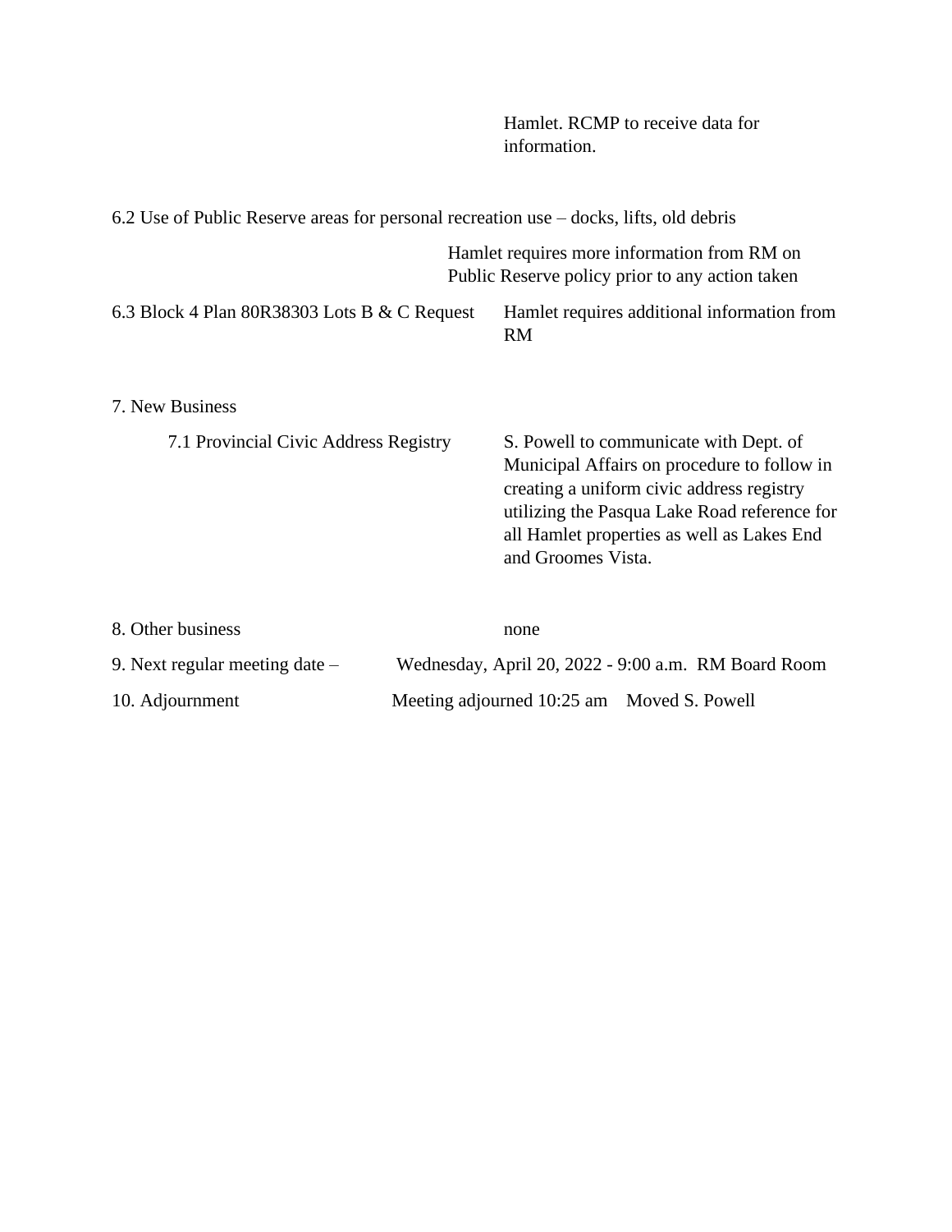Hamlet. RCMP to receive data for information.

6.2 Use of Public Reserve areas for personal recreation use – docks, lifts, old debris

Hamlet requires more information from RM on Public Reserve policy prior to any action taken

6.3 Block 4 Plan 80R38303 Lots B & C Request — Hamlet requires additional information from RM

7. New Business

7.1 Provincial Civic Address Registry — S. Powell to communicate with Dept. of Municipal Affairs on procedure to follow in creating a uniform civic address registry utilizing the Pasqua Lake Road reference for all Hamlet properties as well as Lakes End and Groomes Vista.

8. Other business — none

9. Next regular meeting date – Wednesday, April 20, 2022 - 9:00 a.m. RM Board Room

10. Adjournment — Meeting adjourned 10:25 am Moved S. Powell